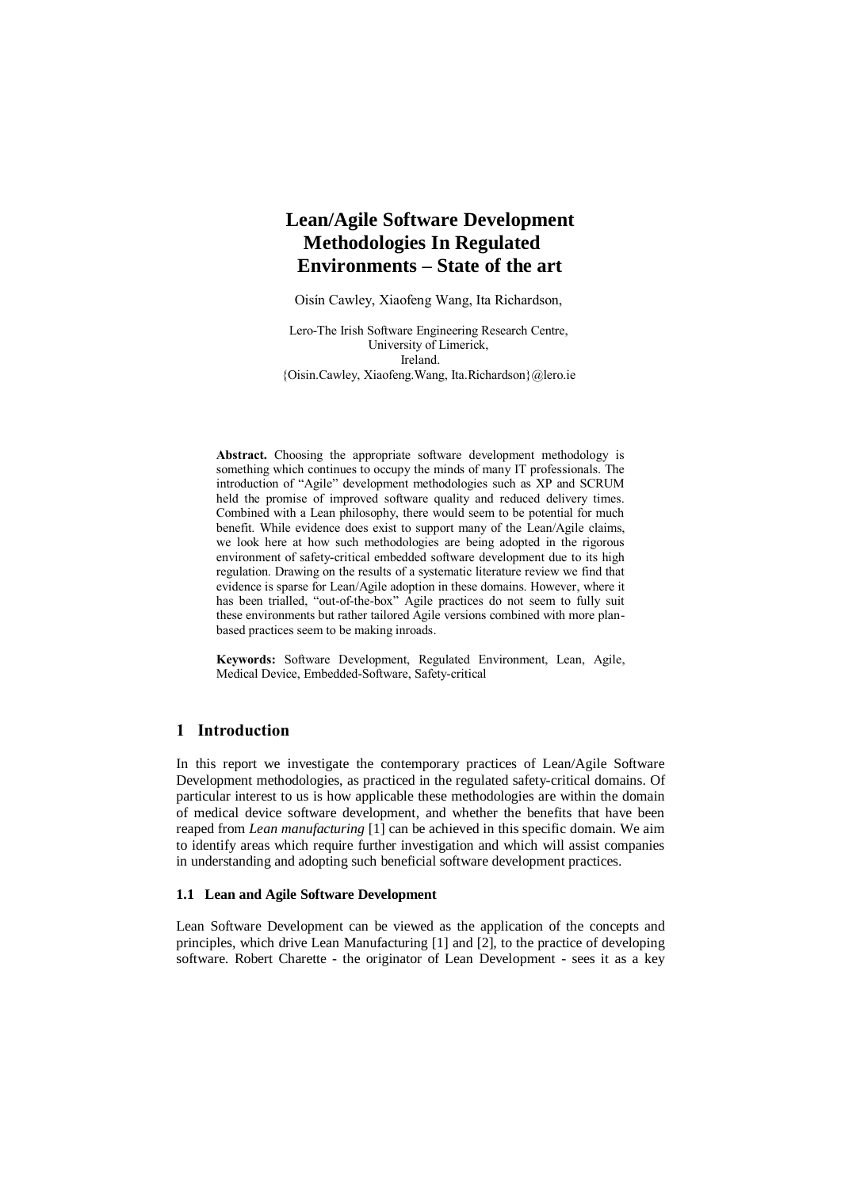# Lean/Agile Software Development Methodologies In Regulated Environments – State of the art

Oisín Cawley, Xiaofeng Wang, Ita Richardson,

Lero-The Irish Software Engineering Research Centre,
University of Limerick,
Ireland.
{Oisin.Cawley, Xiaofeng.Wang, Ita.Richardson}@lero.ie

**Abstract.** Choosing the appropriate software development methodology is something which continues to occupy the minds of many IT professionals. The introduction of "Agile" development methodologies such as XP and SCRUM held the promise of improved software quality and reduced delivery times. Combined with a Lean philosophy, there would seem to be potential for much benefit. While evidence does exist to support many of the Lean/Agile claims, we look here at how such methodologies are being adopted in the rigorous environment of safety-critical embedded software development due to its high regulation. Drawing on the results of a systematic literature review we find that evidence is sparse for Lean/Agile adoption in these domains. However, where it has been trialled, "out-of-the-box" Agile practices do not seem to fully suit these environments but rather tailored Agile versions combined with more plan-based practices seem to be making inroads.

**Keywords:** Software Development, Regulated Environment, Lean, Agile, Medical Device, Embedded-Software, Safety-critical

## 1 Introduction

In this report we investigate the contemporary practices of Lean/Agile Software Development methodologies, as practiced in the regulated safety-critical domains. Of particular interest to us is how applicable these methodologies are within the domain of medical device software development, and whether the benefits that have been reaped from *Lean manufacturing* [1] can be achieved in this specific domain. We aim to identify areas which require further investigation and which will assist companies in understanding and adopting such beneficial software development practices.

### 1.1 Lean and Agile Software Development

Lean Software Development can be viewed as the application of the concepts and principles, which drive Lean Manufacturing [1] and [2], to the practice of developing software. Robert Charette - the originator of Lean Development - sees it as a key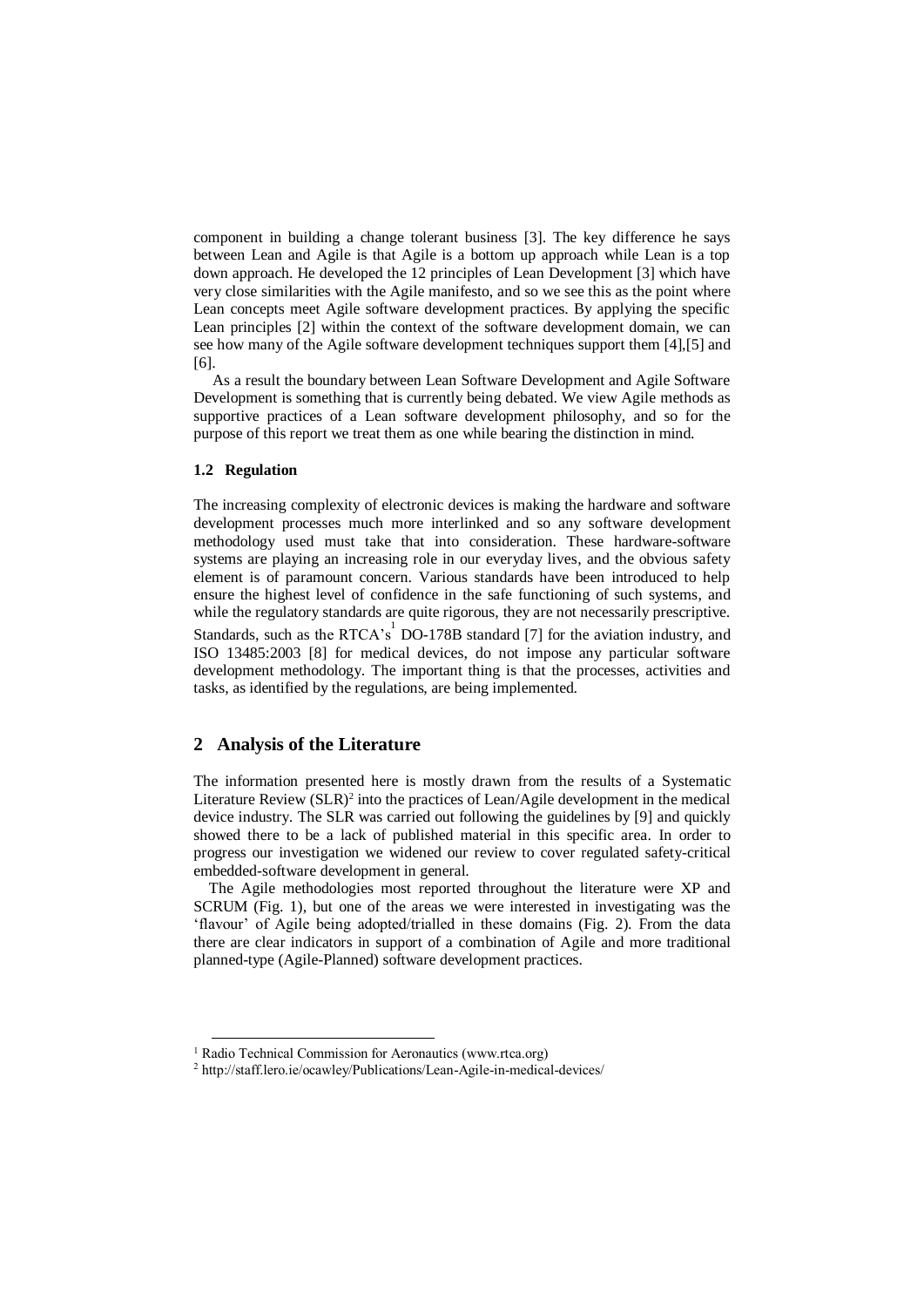component in building a change tolerant business [3]. The key difference he says between Lean and Agile is that Agile is a bottom up approach while Lean is a top down approach. He developed the 12 principles of Lean Development [3] which have very close similarities with the Agile manifesto, and so we see this as the point where Lean concepts meet Agile software development practices. By applying the specific Lean principles [2] within the context of the software development domain, we can see how many of the Agile software development techniques support them [4],[5] and [6].

As a result the boundary between Lean Software Development and Agile Software Development is something that is currently being debated. We view Agile methods as supportive practices of a Lean software development philosophy, and so for the purpose of this report we treat them as one while bearing the distinction in mind.

### 1.2 Regulation

The increasing complexity of electronic devices is making the hardware and software development processes much more interlinked and so any software development methodology used must take that into consideration. These hardware-software systems are playing an increasing role in our everyday lives, and the obvious safety element is of paramount concern. Various standards have been introduced to help ensure the highest level of confidence in the safe functioning of such systems, and while the regulatory standards are quite rigorous, they are not necessarily prescriptive. Standards, such as the RTCA's[1] DO-178B standard [7] for the aviation industry, and ISO 13485:2003 [8] for medical devices, do not impose any particular software development methodology. The important thing is that the processes, activities and tasks, as identified by the regulations, are being implemented.

## 2 Analysis of the Literature

The information presented here is mostly drawn from the results of a Systematic Literature Review (SLR)[2] into the practices of Lean/Agile development in the medical device industry. The SLR was carried out following the guidelines by [9] and quickly showed there to be a lack of published material in this specific area. In order to progress our investigation we widened our review to cover regulated safety-critical embedded-software development in general.

The Agile methodologies most reported throughout the literature were XP and SCRUM (Fig. 1), but one of the areas we were interested in investigating was the 'flavour' of Agile being adopted/trialled in these domains (Fig. 2). From the data there are clear indicators in support of a combination of Agile and more traditional planned-type (Agile-Planned) software development practices.

---

[1] Radio Technical Commission for Aeronautics (www.rtca.org)

[2] http://staff.lero.ie/ocawley/Publications/Lean-Agile-in-medical-devices/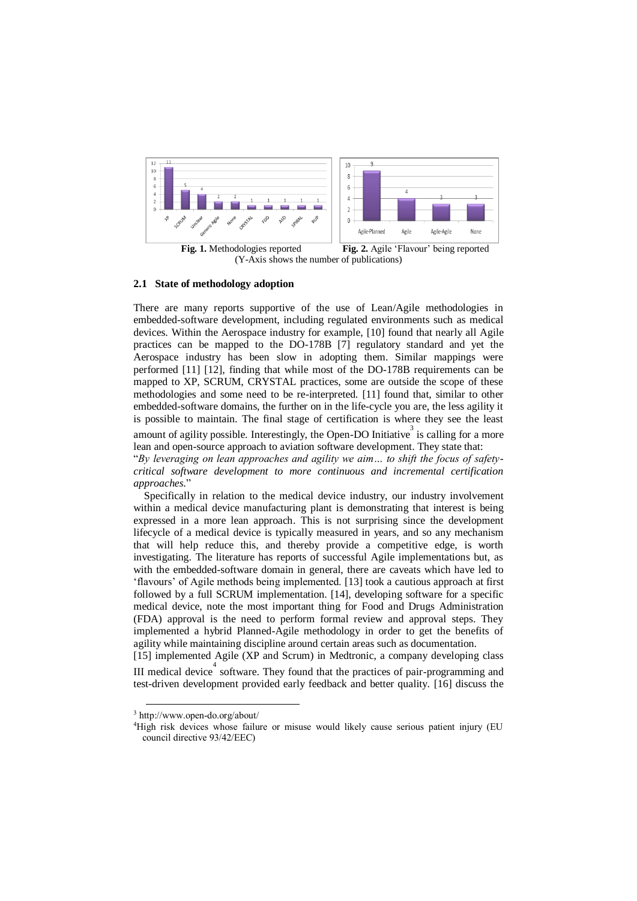**Fig. 1.** Methodologies reported **Fig. 2.** Agile 'Flavour' being reported
(Y-Axis shows the number of publications)

### 2.1 State of methodology adoption

There are many reports supportive of the use of Lean/Agile methodologies in embedded-software development, including regulated environments such as medical devices. Within the Aerospace industry for example, [10] found that nearly all Agile practices can be mapped to the DO-178B [7] regulatory standard and yet the Aerospace industry has been slow in adopting them. Similar mappings were performed [11] [12], finding that while most of the DO-178B requirements can be mapped to XP, SCRUM, CRYSTAL practices, some are outside the scope of these methodologies and some need to be re-interpreted. [11] found that, similar to other embedded-software domains, the further on in the life-cycle you are, the less agility it is possible to maintain. The final stage of certification is where they see the least amount of agility possible. Interestingly, the Open-DO Initiative[3] is calling for a more lean and open-source approach to aviation software development. They state that:
"*By leveraging on lean approaches and agility we aim… to shift the focus of safety-critical software development to more continuous and incremental certification approaches.*"

Specifically in relation to the medical device industry, our industry involvement within a medical device manufacturing plant is demonstrating that interest is being expressed in a more lean approach. This is not surprising since the development lifecycle of a medical device is typically measured in years, and so any mechanism that will help reduce this, and thereby provide a competitive edge, is worth investigating. The literature has reports of successful Agile implementations but, as with the embedded-software domain in general, there are caveats which have led to 'flavours' of Agile methods being implemented. [13] took a cautious approach at first followed by a full SCRUM implementation. [14], developing software for a specific medical device, note the most important thing for Food and Drugs Administration (FDA) approval is the need to perform formal review and approval steps. They implemented a hybrid Planned-Agile methodology in order to get the benefits of agility while maintaining discipline around certain areas such as documentation.
[15] implemented Agile (XP and Scrum) in Medtronic, a company developing class III medical device[4] software. They found that the practices of pair-programming and test-driven development provided early feedback and better quality. [16] discuss the

---

[3] http://www.open-do.org/about/

[4] High risk devices whose failure or misuse would likely cause serious patient injury (EU council directive 93/42/EEC)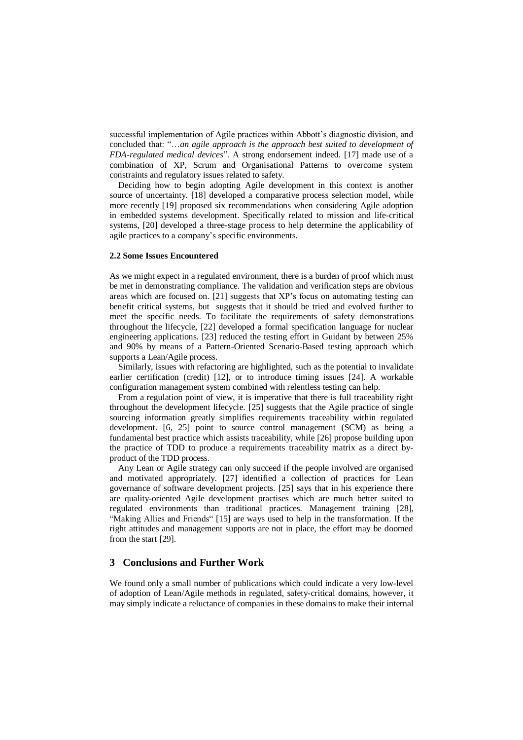successful implementation of Agile practices within Abbott's diagnostic division, and concluded that: "…*an agile approach is the approach best suited to development of FDA-regulated medical devices*". A strong endorsement indeed. [17] made use of a combination of XP, Scrum and Organisational Patterns to overcome system constraints and regulatory issues related to safety.

Deciding how to begin adopting Agile development in this context is another source of uncertainty. [18] developed a comparative process selection model, while more recently [19] proposed six recommendations when considering Agile adoption in embedded systems development. Specifically related to mission and life-critical systems, [20] developed a three-stage process to help determine the applicability of agile practices to a company's specific environments.

#### 2.2 Some Issues Encountered

As we might expect in a regulated environment, there is a burden of proof which must be met in demonstrating compliance. The validation and verification steps are obvious areas which are focused on. [21] suggests that XP's focus on automating testing can benefit critical systems, but suggests that it should be tried and evolved further to meet the specific needs. To facilitate the requirements of safety demonstrations throughout the lifecycle, [22] developed a formal specification language for nuclear engineering applications. [23] reduced the testing effort in Guidant by between 25% and 90% by means of a Pattern-Oriented Scenario-Based testing approach which supports a Lean/Agile process.

Similarly, issues with refactoring are highlighted, such as the potential to invalidate earlier certification (credit) [12], or to introduce timing issues [24]. A workable configuration management system combined with relentless testing can help.

From a regulation point of view, it is imperative that there is full traceability right throughout the development lifecycle. [25] suggests that the Agile practice of single sourcing information greatly simplifies requirements traceability within regulated development. [6, 25] point to source control management (SCM) as being a fundamental best practice which assists traceability, while [26] propose building upon the practice of TDD to produce a requirements traceability matrix as a direct by-product of the TDD process.

Any Lean or Agile strategy can only succeed if the people involved are organised and motivated appropriately. [27] identified a collection of practices for Lean governance of software development projects. [25] says that in his experience there are quality-oriented Agile development practises which are much better suited to regulated environments than traditional practices. Management training [28], "Making Allies and Friends" [15] are ways used to help in the transformation. If the right attitudes and management supports are not in place, the effort may be doomed from the start [29].

## 3 Conclusions and Further Work

We found only a small number of publications which could indicate a very low-level of adoption of Lean/Agile methods in regulated, safety-critical domains, however, it may simply indicate a reluctance of companies in these domains to make their internal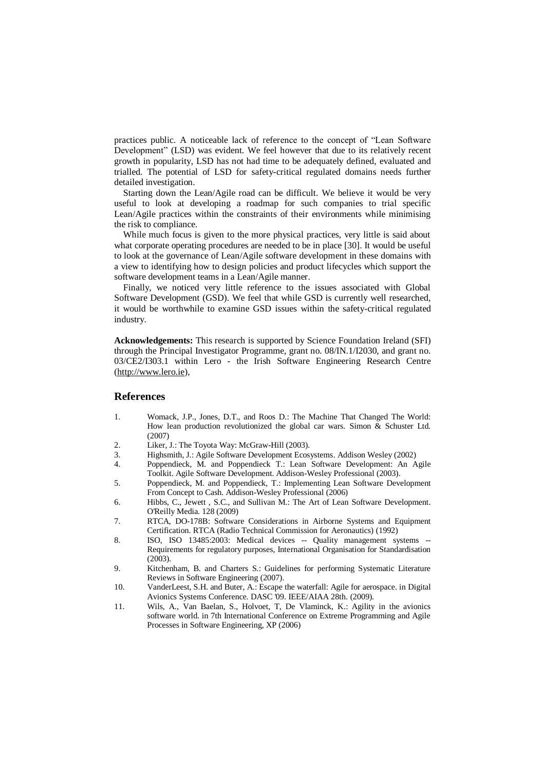practices public. A noticeable lack of reference to the concept of "Lean Software Development" (LSD) was evident. We feel however that due to its relatively recent growth in popularity, LSD has not had time to be adequately defined, evaluated and trialled. The potential of LSD for safety-critical regulated domains needs further detailed investigation.

Starting down the Lean/Agile road can be difficult. We believe it would be very useful to look at developing a roadmap for such companies to trial specific Lean/Agile practices within the constraints of their environments while minimising the risk to compliance.

While much focus is given to the more physical practices, very little is said about what corporate operating procedures are needed to be in place [30]. It would be useful to look at the governance of Lean/Agile software development in these domains with a view to identifying how to design policies and product lifecycles which support the software development teams in a Lean/Agile manner.

Finally, we noticed very little reference to the issues associated with Global Software Development (GSD). We feel that while GSD is currently well researched, it would be worthwhile to examine GSD issues within the safety-critical regulated industry.

**Acknowledgements:** This research is supported by Science Foundation Ireland (SFI) through the Principal Investigator Programme, grant no. 08/IN.1/I2030, and grant no. 03/CE2/I303.1 within Lero - the Irish Software Engineering Research Centre (http://www.lero.ie),

## References

1. Womack, J.P., Jones, D.T., and Roos D.: The Machine That Changed The World: How lean production revolutionized the global car wars. Simon & Schuster Ltd. (2007)
2. Liker, J.: The Toyota Way: McGraw-Hill (2003).
3. Highsmith, J.: Agile Software Development Ecosystems. Addison Wesley (2002)
4. Poppendieck, M. and Poppendieck T.: Lean Software Development: An Agile Toolkit. Agile Software Development. Addison-Wesley Professional (2003).
5. Poppendieck, M. and Poppendieck, T.: Implementing Lean Software Development From Concept to Cash. Addison-Wesley Professional (2006)
6. Hibbs, C., Jewett , S.C., and Sullivan M.: The Art of Lean Software Development. O'Reilly Media. 128 (2009)
7. RTCA, DO-178B: Software Considerations in Airborne Systems and Equipment Certification. RTCA (Radio Technical Commission for Aeronautics) (1992)
8. ISO, ISO 13485:2003: Medical devices -- Quality management systems -- Requirements for regulatory purposes, International Organisation for Standardisation (2003).
9. Kitchenham, B. and Charters S.: Guidelines for performing Systematic Literature Reviews in Software Engineering (2007).
10. VanderLeest, S.H. and Buter, A.: Escape the waterfall: Agile for aerospace. in Digital Avionics Systems Conference. DASC '09. IEEE/AIAA 28th. (2009).
11. Wils, A., Van Baelan, S., Holvoet, T, De Vlaminck, K.: Agility in the avionics software world. in 7th International Conference on Extreme Programming and Agile Processes in Software Engineering, XP (2006)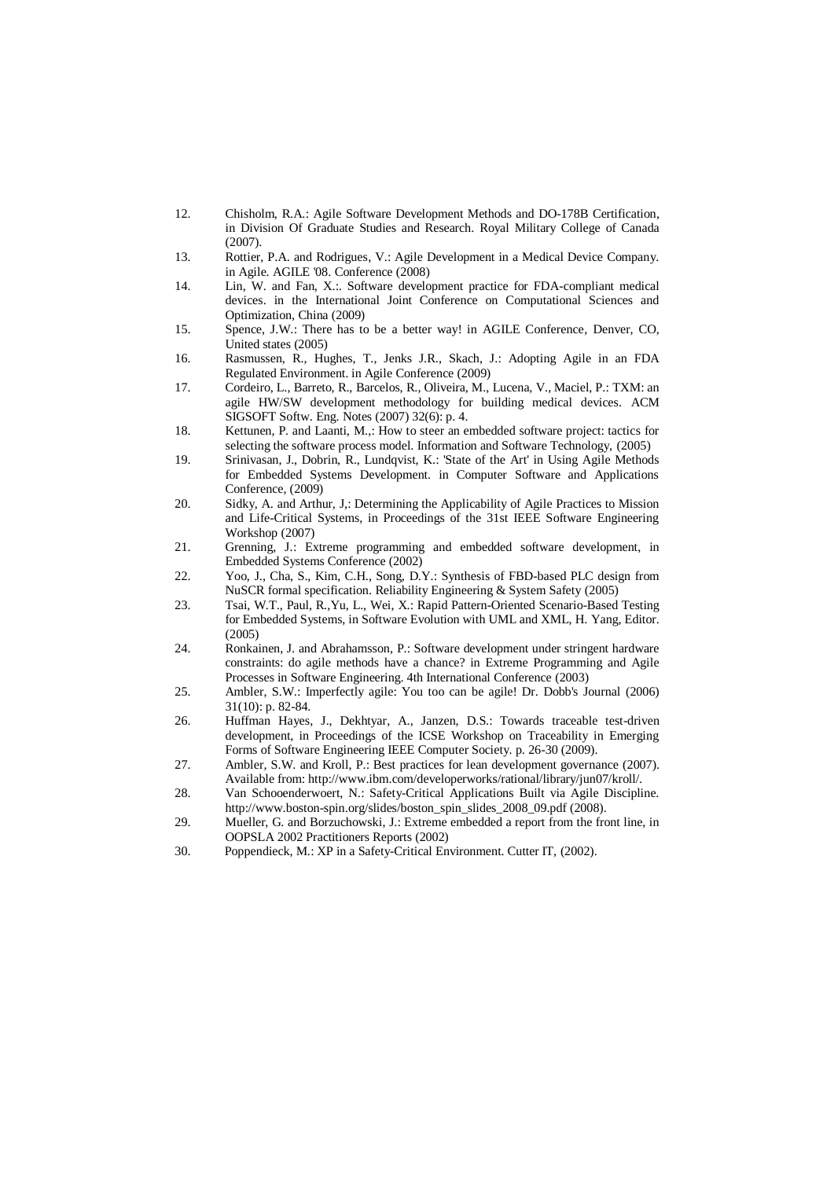12. Chisholm, R.A.: Agile Software Development Methods and DO-178B Certification, in Division Of Graduate Studies and Research. Royal Military College of Canada (2007).
13. Rottier, P.A. and Rodrigues, V.: Agile Development in a Medical Device Company. in Agile. AGILE '08. Conference (2008)
14. Lin, W. and Fan, X.:. Software development practice for FDA-compliant medical devices. in the International Joint Conference on Computational Sciences and Optimization, China (2009)
15. Spence, J.W.: There has to be a better way! in AGILE Conference, Denver, CO, United states (2005)
16. Rasmussen, R., Hughes, T., Jenks J.R., Skach, J.: Adopting Agile in an FDA Regulated Environment. in Agile Conference (2009)
17. Cordeiro, L., Barreto, R., Barcelos, R., Oliveira, M., Lucena, V., Maciel, P.: TXM: an agile HW/SW development methodology for building medical devices. ACM SIGSOFT Softw. Eng. Notes (2007) 32(6): p. 4.
18. Kettunen, P. and Laanti, M.,: How to steer an embedded software project: tactics for selecting the software process model. Information and Software Technology, (2005)
19. Srinivasan, J., Dobrin, R., Lundqvist, K.: 'State of the Art' in Using Agile Methods for Embedded Systems Development. in Computer Software and Applications Conference, (2009)
20. Sidky, A. and Arthur, J,: Determining the Applicability of Agile Practices to Mission and Life-Critical Systems, in Proceedings of the 31st IEEE Software Engineering Workshop (2007)
21. Grenning, J.: Extreme programming and embedded software development, in Embedded Systems Conference (2002)
22. Yoo, J., Cha, S., Kim, C.H., Song, D.Y.: Synthesis of FBD-based PLC design from NuSCR formal specification. Reliability Engineering & System Safety (2005)
23. Tsai, W.T., Paul, R.,Yu, L., Wei, X.: Rapid Pattern-Oriented Scenario-Based Testing for Embedded Systems, in Software Evolution with UML and XML, H. Yang, Editor. (2005)
24. Ronkainen, J. and Abrahamsson, P.: Software development under stringent hardware constraints: do agile methods have a chance? in Extreme Programming and Agile Processes in Software Engineering. 4th International Conference (2003)
25. Ambler, S.W.: Imperfectly agile: You too can be agile! Dr. Dobb's Journal (2006) 31(10): p. 82-84.
26. Huffman Hayes, J., Dekhtyar, A., Janzen, D.S.: Towards traceable test-driven development, in Proceedings of the ICSE Workshop on Traceability in Emerging Forms of Software Engineering IEEE Computer Society. p. 26-30 (2009).
27. Ambler, S.W. and Kroll, P.: Best practices for lean development governance (2007). Available from: http://www.ibm.com/developerworks/rational/library/jun07/kroll/.
28. Van Schooenderwoert, N.: Safety-Critical Applications Built via Agile Discipline. http://www.boston-spin.org/slides/boston_spin_slides_2008_09.pdf (2008).
29. Mueller, G. and Borzuchowski, J.: Extreme embedded a report from the front line, in OOPSLA 2002 Practitioners Reports (2002)
30. Poppendieck, M.: XP in a Safety-Critical Environment. Cutter IT, (2002).